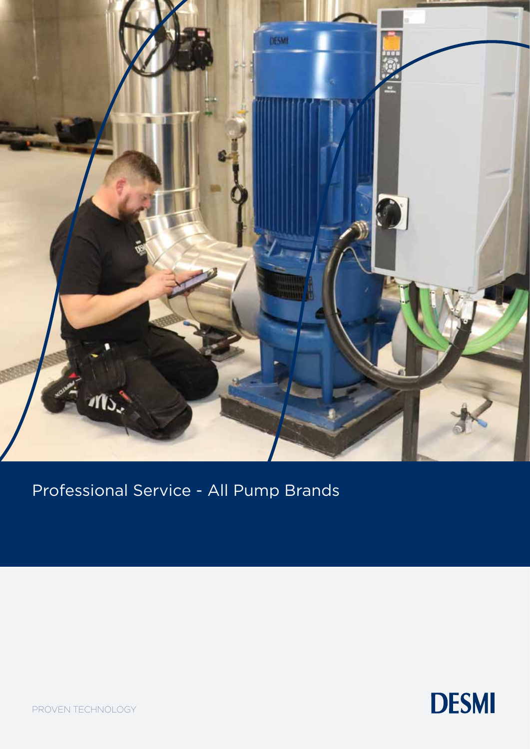# Professional Service - All Pump Brands

PROVEN TECHNOLOGY

DESMI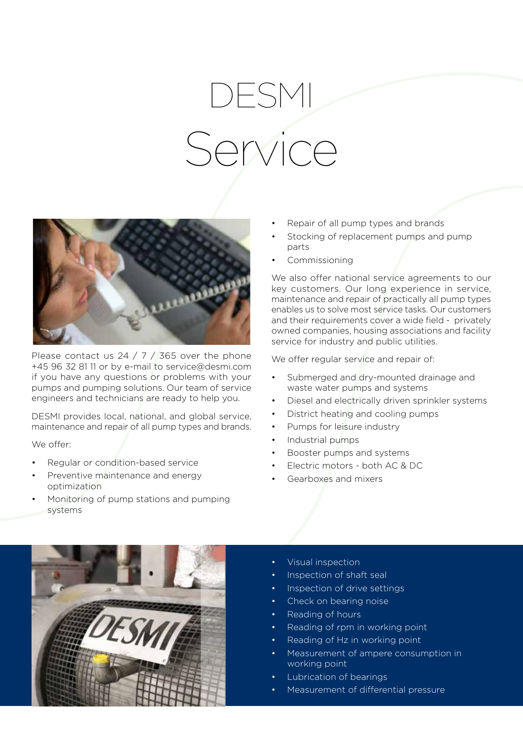# DESMI Service

Please contact us 24 / 7 / 365 over the phone +45 96 32 81 11 or by e-mail to service@desmi.com if you have any questions or problems with your pumps and pumping solutions. Our team of service engineers and technicians are ready to help you.

DESMI provides local, national, and global service, maintenance and repair of all pump types and brands.

We offer:

- Regular or condition-based service
- Preventive maintenance and energy optimization
- Monitoring of pump stations and pumping systems
- Repair of all pump types and brands
- Stocking of replacement pumps and pump parts
- Commissioning

We also offer national service agreements to our key customers. Our long experience in service, maintenance and repair of practically all pump types enables us to solve most service tasks. Our customers and their requirements cover a wide field - privately owned companies, housing associations and facility service for industry and public utilities.

We offer regular service and repair of:

- Submerged and dry-mounted drainage and waste water pumps and systems
- Diesel and electrically driven sprinkler systems
- District heating and cooling pumps
- Pumps for leisure industry
- Industrial pumps
- Booster pumps and systems
- Electric motors - both AC & DC
- Gearboxes and mixers

- Visual inspection
- Inspection of shaft seal
- Inspection of drive settings
- Check on bearing noise
- Reading of hours
- Reading of rpm in working point
- Reading of Hz in working point
- Measurement of ampere consumption in working point
- Lubrication of bearings
- Measurement of differential pressure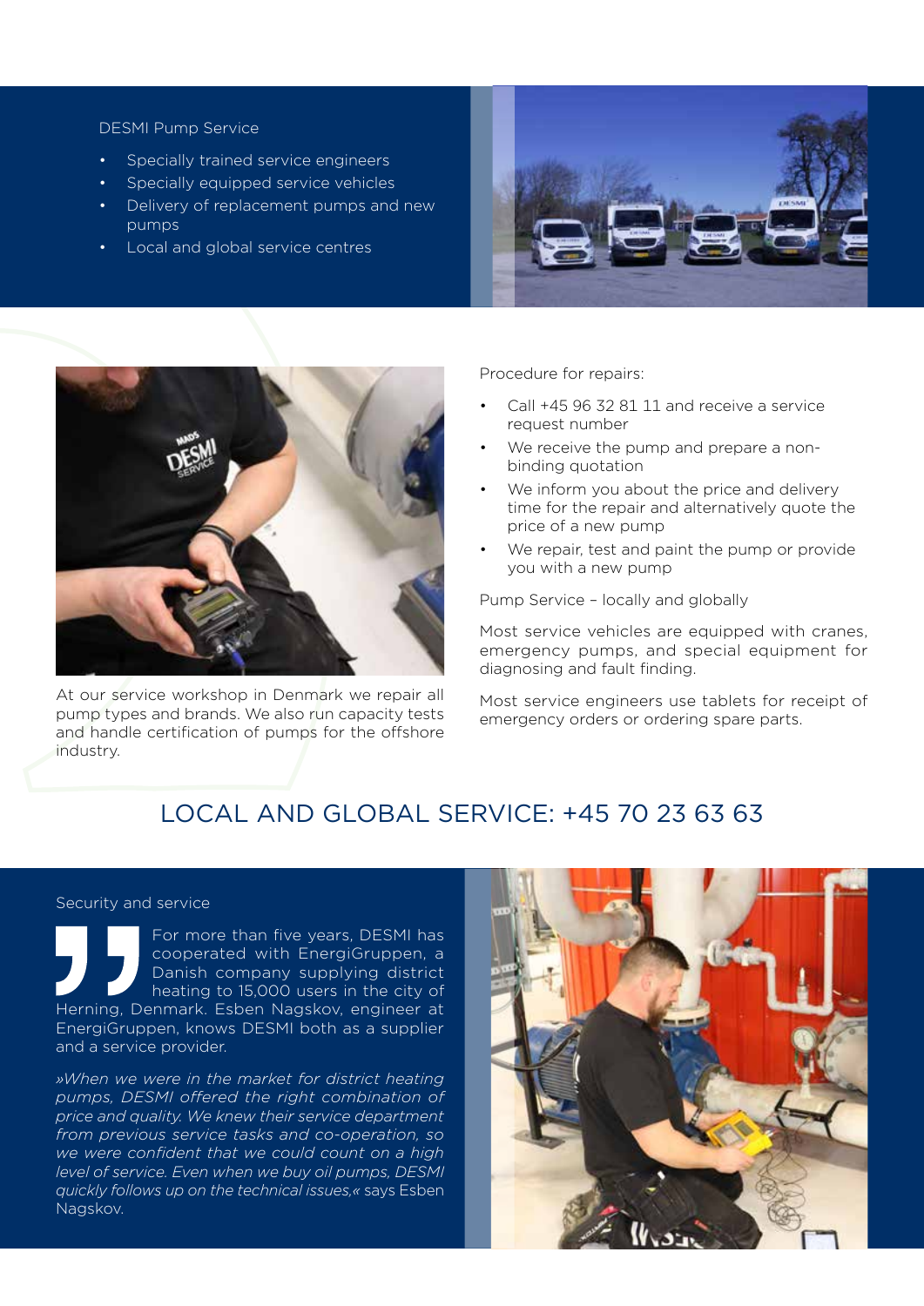## DESMI Pump Service

- Specially trained service engineers
- Specially equipped service vehicles
- Delivery of replacement pumps and new pumps
- Local and global service centres

At our service workshop in Denmark we repair all pump types and brands. We also run capacity tests and handle certification of pumps for the offshore industry.

## Procedure for repairs:

- Call +45 96 32 81 11 and receive a service request number
- We receive the pump and prepare a non-binding quotation
- We inform you about the price and delivery time for the repair and alternatively quote the price of a new pump
- We repair, test and paint the pump or provide you with a new pump

## Pump Service – locally and globally

Most service vehicles are equipped with cranes, emergency pumps, and special equipment for diagnosing and fault finding.

Most service engineers use tablets for receipt of emergency orders or ordering spare parts.

# LOCAL AND GLOBAL SERVICE: +45 70 23 63 63

## Security and service

For more than five years, DESMI has cooperated with EnergiGruppen, a Danish company supplying district heating to 15,000 users in the city of Herning, Denmark. Esben Nagskov, engineer at EnergiGruppen, knows DESMI both as a supplier and a service provider.

*»When we were in the market for district heating pumps, DESMI offered the right combination of price and quality. We knew their service department from previous service tasks and co-operation, so we were confident that we could count on a high level of service. Even when we buy oil pumps, DESMI quickly follows up on the technical issues,«* says Esben Nagskov.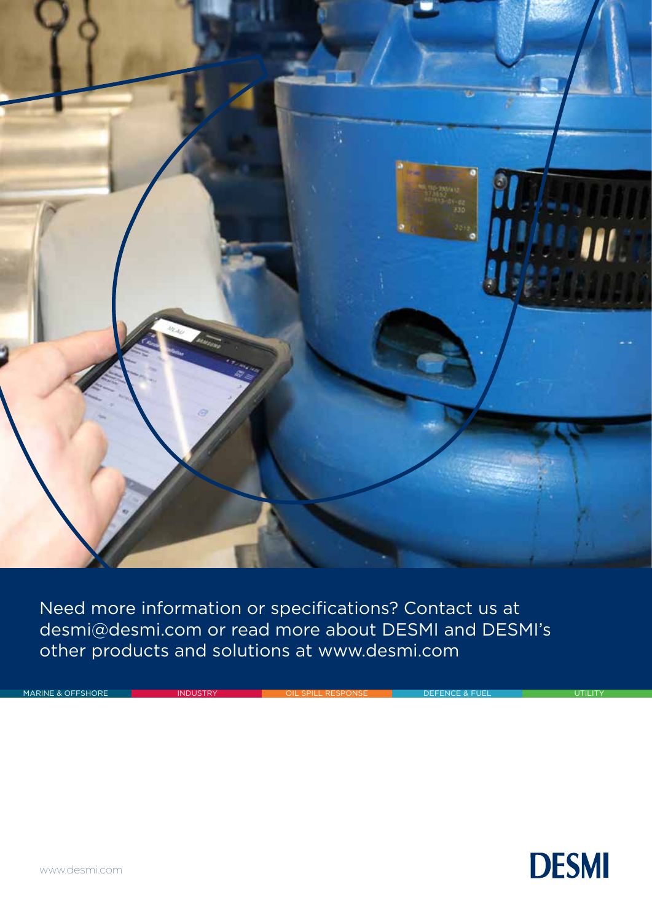Need more information or specifications? Contact us at desmi@desmi.com or read more about DESMI and DESMI's other products and solutions at www.desmi.com

MARINE & OFFSHORE | INDUSTRY | OIL SPILL RESPONSE | DEFENCE & FUEL | UTILITY

www.desmi.com

DESMI